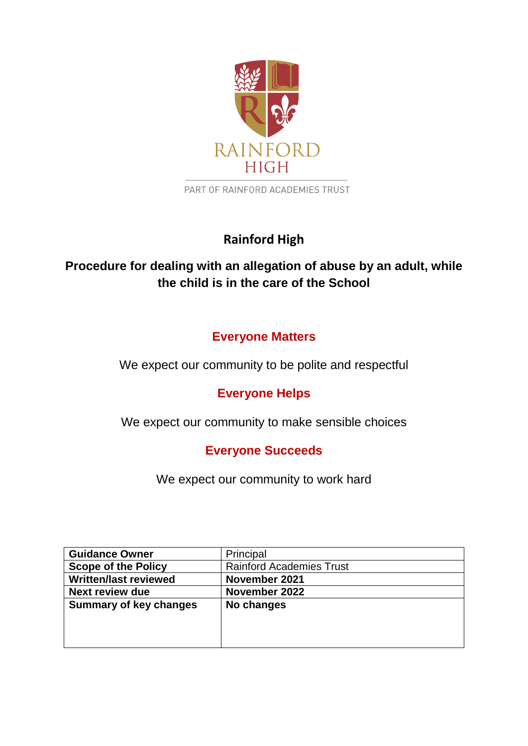RAINFORD HIGH

PART OF RAINFORD ACADEMIES TRUST

# Rainford High

## Procedure for dealing with an allegation of abuse by an adult, while the child is in the care of the School

### Everyone Matters

We expect our community to be polite and respectful

### Everyone Helps

We expect our community to make sensible choices

### Everyone Succeeds

We expect our community to work hard

| **Guidance Owner** | Principal |
|---|---|
| **Scope of the Policy** | Rainford Academies Trust |
| **Written/last reviewed** | **November 2021** |
| **Next review due** | **November 2022** |
| **Summary of key changes** | **No changes** |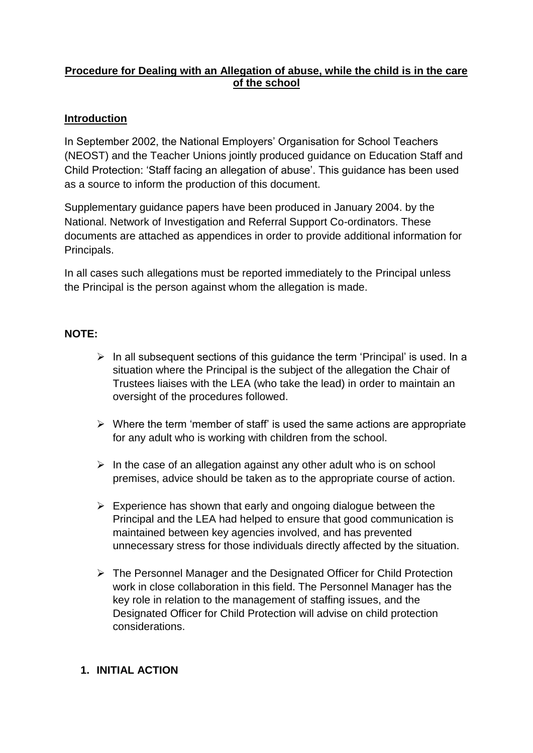**Procedure for Dealing with an Allegation of abuse, while the child is in the care of the school**

**Introduction**

In September 2002, the National Employers' Organisation for School Teachers (NEOST) and the Teacher Unions jointly produced guidance on Education Staff and Child Protection: 'Staff facing an allegation of abuse'. This guidance has been used as a source to inform the production of this document.

Supplementary guidance papers have been produced in January 2004. by the National. Network of Investigation and Referral Support Co-ordinators. These documents are attached as appendices in order to provide additional information for Principals.

In all cases such allegations must be reported immediately to the Principal unless the Principal is the person against whom the allegation is made.

**NOTE:**

- In all subsequent sections of this guidance the term 'Principal' is used. In a situation where the Principal is the subject of the allegation the Chair of Trustees liaises with the LEA (who take the lead) in order to maintain an oversight of the procedures followed.
- Where the term 'member of staff' is used the same actions are appropriate for any adult who is working with children from the school.
- In the case of an allegation against any other adult who is on school premises, advice should be taken as to the appropriate course of action.
- Experience has shown that early and ongoing dialogue between the Principal and the LEA had helped to ensure that good communication is maintained between key agencies involved, and has prevented unnecessary stress for those individuals directly affected by the situation.
- The Personnel Manager and the Designated Officer for Child Protection work in close collaboration in this field. The Personnel Manager has the key role in relation to the management of staffing issues, and the Designated Officer for Child Protection will advise on child protection considerations.

## 1. INITIAL ACTION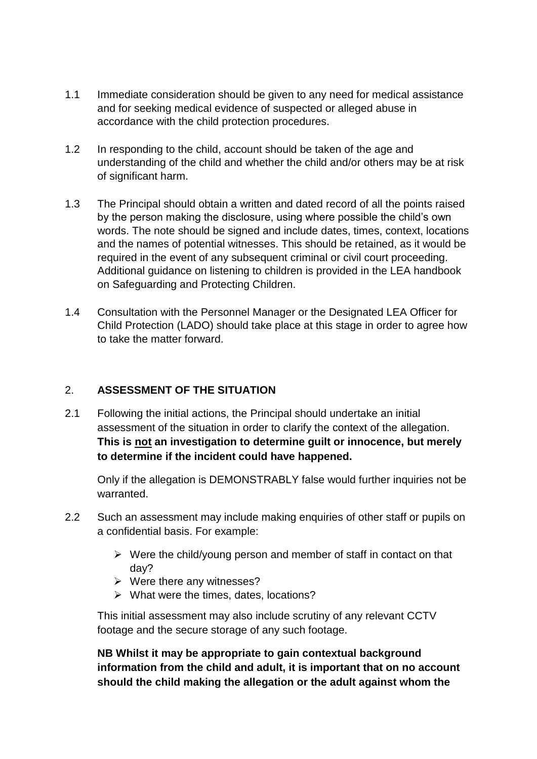1.1 Immediate consideration should be given to any need for medical assistance and for seeking medical evidence of suspected or alleged abuse in accordance with the child protection procedures.

1.2 In responding to the child, account should be taken of the age and understanding of the child and whether the child and/or others may be at risk of significant harm.

1.3 The Principal should obtain a written and dated record of all the points raised by the person making the disclosure, using where possible the child's own words. The note should be signed and include dates, times, context, locations and the names of potential witnesses. This should be retained, as it would be required in the event of any subsequent criminal or civil court proceeding. Additional guidance on listening to children is provided in the LEA handbook on Safeguarding and Protecting Children.

1.4 Consultation with the Personnel Manager or the Designated LEA Officer for Child Protection (LADO) should take place at this stage in order to agree how to take the matter forward.

## 2. ASSESSMENT OF THE SITUATION

2.1 Following the initial actions, the Principal should undertake an initial assessment of the situation in order to clarify the context of the allegation. **This is <u>not</u> an investigation to determine guilt or innocence, but merely to determine if the incident could have happened.**

Only if the allegation is DEMONSTRABLY false would further inquiries not be warranted.

2.2 Such an assessment may include making enquiries of other staff or pupils on a confidential basis. For example:

- Were the child/young person and member of staff in contact on that day?
- Were there any witnesses?
- What were the times, dates, locations?

This initial assessment may also include scrutiny of any relevant CCTV footage and the secure storage of any such footage.

**NB Whilst it may be appropriate to gain contextual background information from the child and adult, it is important that on no account should the child making the allegation or the adult against whom the**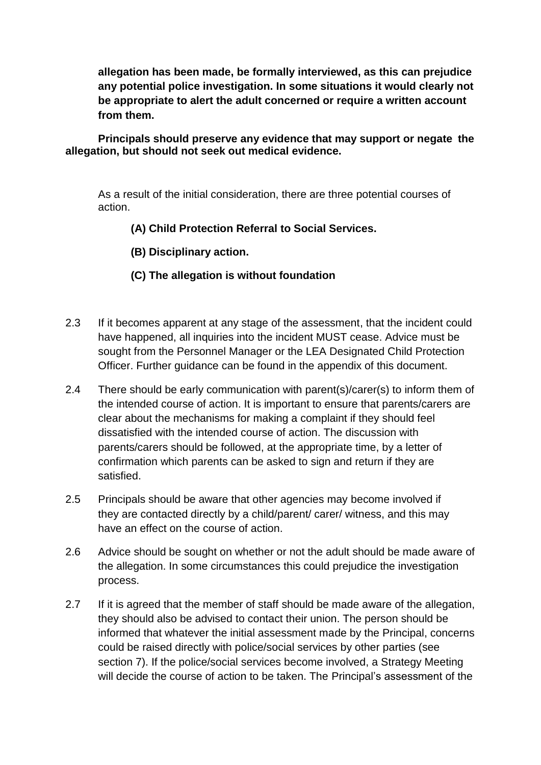**allegation has been made, be formally interviewed, as this can prejudice any potential police investigation. In some situations it would clearly not be appropriate to alert the adult concerned or require a written account from them.**

**Principals should preserve any evidence that may support or negate the allegation, but should not seek out medical evidence.**

As a result of the initial consideration, there are three potential courses of action.

**(A) Child Protection Referral to Social Services.**

**(B) Disciplinary action.**

**(C) The allegation is without foundation**

2.3 If it becomes apparent at any stage of the assessment, that the incident could have happened, all inquiries into the incident MUST cease. Advice must be sought from the Personnel Manager or the LEA Designated Child Protection Officer. Further guidance can be found in the appendix of this document.

2.4 There should be early communication with parent(s)/carer(s) to inform them of the intended course of action. It is important to ensure that parents/carers are clear about the mechanisms for making a complaint if they should feel dissatisfied with the intended course of action. The discussion with parents/carers should be followed, at the appropriate time, by a letter of confirmation which parents can be asked to sign and return if they are satisfied.

2.5 Principals should be aware that other agencies may become involved if they are contacted directly by a child/parent/ carer/ witness, and this may have an effect on the course of action.

2.6 Advice should be sought on whether or not the adult should be made aware of the allegation. In some circumstances this could prejudice the investigation process.

2.7 If it is agreed that the member of staff should be made aware of the allegation, they should also be advised to contact their union. The person should be informed that whatever the initial assessment made by the Principal, concerns could be raised directly with police/social services by other parties (see section 7). If the police/social services become involved, a Strategy Meeting will decide the course of action to be taken. The Principal's assessment of the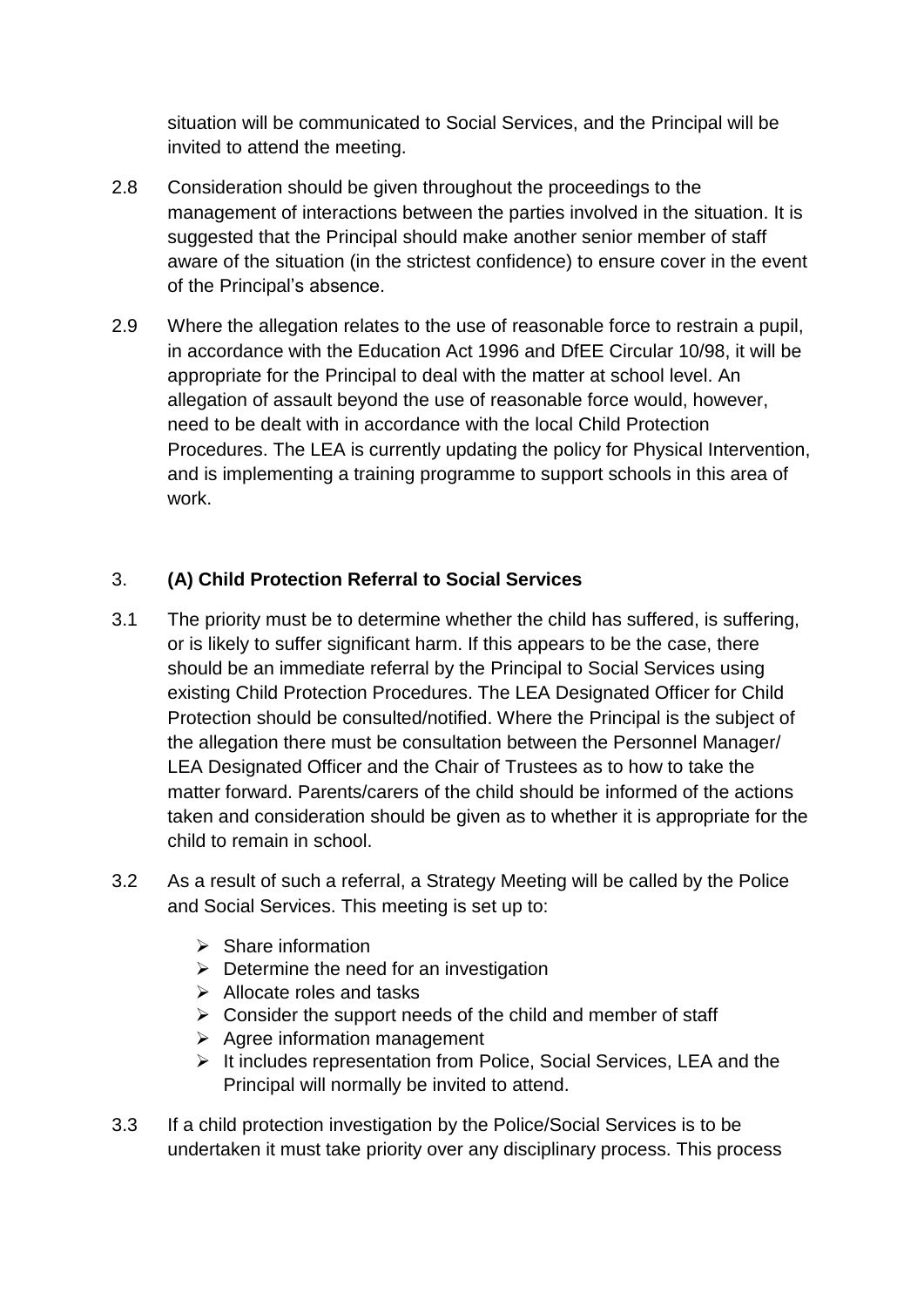situation will be communicated to Social Services, and the Principal will be invited to attend the meeting.

2.8 Consideration should be given throughout the proceedings to the management of interactions between the parties involved in the situation. It is suggested that the Principal should make another senior member of staff aware of the situation (in the strictest confidence) to ensure cover in the event of the Principal's absence.

2.9 Where the allegation relates to the use of reasonable force to restrain a pupil, in accordance with the Education Act 1996 and DfEE Circular 10/98, it will be appropriate for the Principal to deal with the matter at school level. An allegation of assault beyond the use of reasonable force would, however, need to be dealt with in accordance with the local Child Protection Procedures. The LEA is currently updating the policy for Physical Intervention, and is implementing a training programme to support schools in this area of work.

## 3. (A) Child Protection Referral to Social Services

3.1 The priority must be to determine whether the child has suffered, is suffering, or is likely to suffer significant harm. If this appears to be the case, there should be an immediate referral by the Principal to Social Services using existing Child Protection Procedures. The LEA Designated Officer for Child Protection should be consulted/notified. Where the Principal is the subject of the allegation there must be consultation between the Personnel Manager/ LEA Designated Officer and the Chair of Trustees as to how to take the matter forward. Parents/carers of the child should be informed of the actions taken and consideration should be given as to whether it is appropriate for the child to remain in school.

3.2 As a result of such a referral, a Strategy Meeting will be called by the Police and Social Services. This meeting is set up to:

- Share information
- Determine the need for an investigation
- Allocate roles and tasks
- Consider the support needs of the child and member of staff
- Agree information management
- It includes representation from Police, Social Services, LEA and the Principal will normally be invited to attend.

3.3 If a child protection investigation by the Police/Social Services is to be undertaken it must take priority over any disciplinary process. This process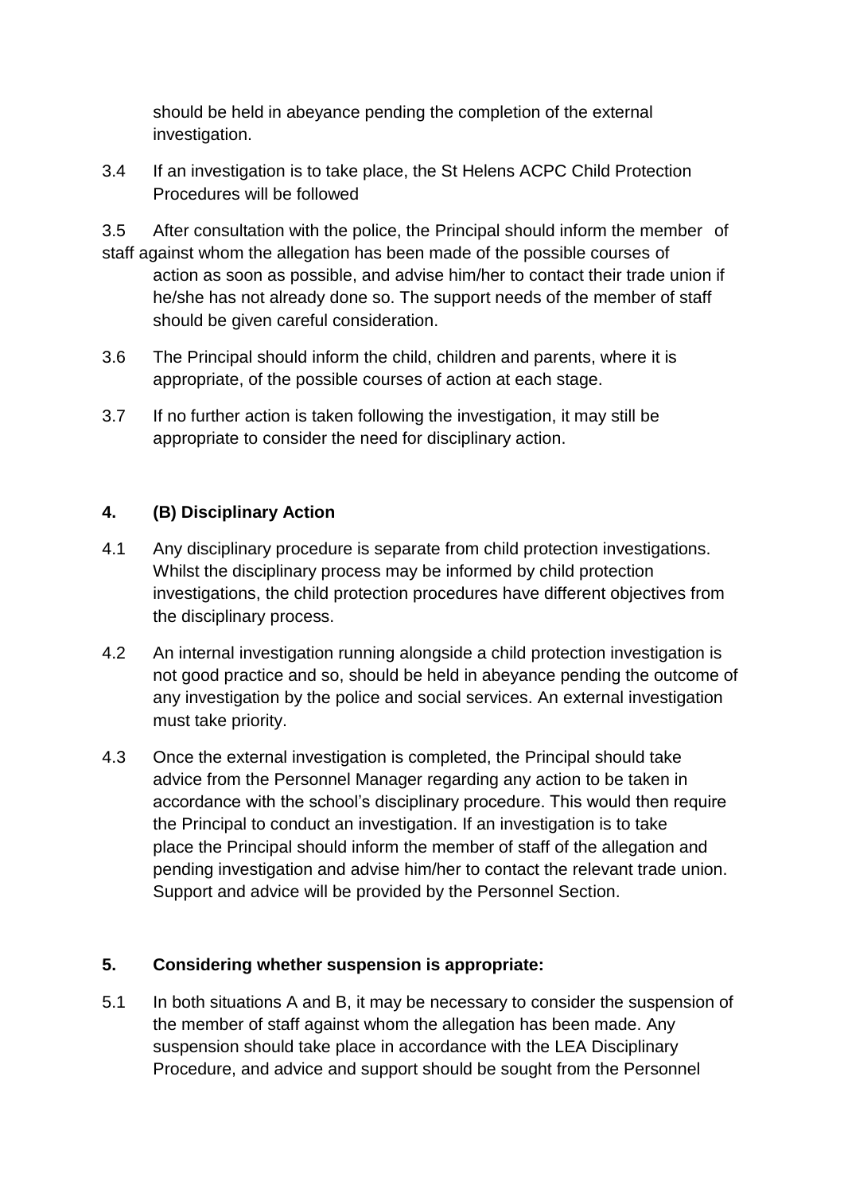should be held in abeyance pending the completion of the external investigation.

3.4 If an investigation is to take place, the St Helens ACPC Child Protection Procedures will be followed

3.5 After consultation with the police, the Principal should inform the member of staff against whom the allegation has been made of the possible courses of action as soon as possible, and advise him/her to contact their trade union if he/she has not already done so. The support needs of the member of staff should be given careful consideration.

3.6 The Principal should inform the child, children and parents, where it is appropriate, of the possible courses of action at each stage.

3.7 If no further action is taken following the investigation, it may still be appropriate to consider the need for disciplinary action.

## 4. (B) Disciplinary Action

4.1 Any disciplinary procedure is separate from child protection investigations. Whilst the disciplinary process may be informed by child protection investigations, the child protection procedures have different objectives from the disciplinary process.

4.2 An internal investigation running alongside a child protection investigation is not good practice and so, should be held in abeyance pending the outcome of any investigation by the police and social services. An external investigation must take priority.

4.3 Once the external investigation is completed, the Principal should take advice from the Personnel Manager regarding any action to be taken in accordance with the school's disciplinary procedure. This would then require the Principal to conduct an investigation. If an investigation is to take place the Principal should inform the member of staff of the allegation and pending investigation and advise him/her to contact the relevant trade union. Support and advice will be provided by the Personnel Section.

## 5. Considering whether suspension is appropriate:

5.1 In both situations A and B, it may be necessary to consider the suspension of the member of staff against whom the allegation has been made. Any suspension should take place in accordance with the LEA Disciplinary Procedure, and advice and support should be sought from the Personnel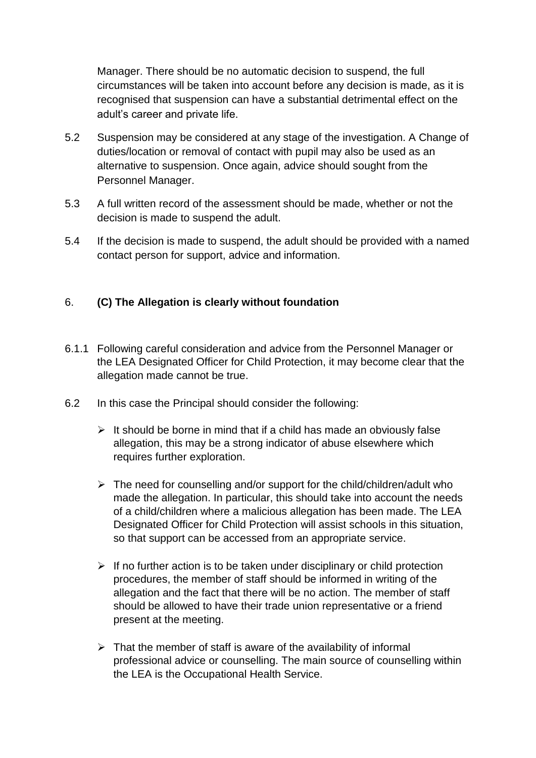Manager. There should be no automatic decision to suspend, the full circumstances will be taken into account before any decision is made, as it is recognised that suspension can have a substantial detrimental effect on the adult's career and private life.

5.2 Suspension may be considered at any stage of the investigation. A Change of duties/location or removal of contact with pupil may also be used as an alternative to suspension. Once again, advice should sought from the Personnel Manager.

5.3 A full written record of the assessment should be made, whether or not the decision is made to suspend the adult.

5.4 If the decision is made to suspend, the adult should be provided with a named contact person for support, advice and information.

## 6. (C) The Allegation is clearly without foundation

6.1.1 Following careful consideration and advice from the Personnel Manager or the LEA Designated Officer for Child Protection, it may become clear that the allegation made cannot be true.

6.2 In this case the Principal should consider the following:

- It should be borne in mind that if a child has made an obviously false allegation, this may be a strong indicator of abuse elsewhere which requires further exploration.
- The need for counselling and/or support for the child/children/adult who made the allegation. In particular, this should take into account the needs of a child/children where a malicious allegation has been made. The LEA Designated Officer for Child Protection will assist schools in this situation, so that support can be accessed from an appropriate service.
- If no further action is to be taken under disciplinary or child protection procedures, the member of staff should be informed in writing of the allegation and the fact that there will be no action. The member of staff should be allowed to have their trade union representative or a friend present at the meeting.
- That the member of staff is aware of the availability of informal professional advice or counselling. The main source of counselling within the LEA is the Occupational Health Service.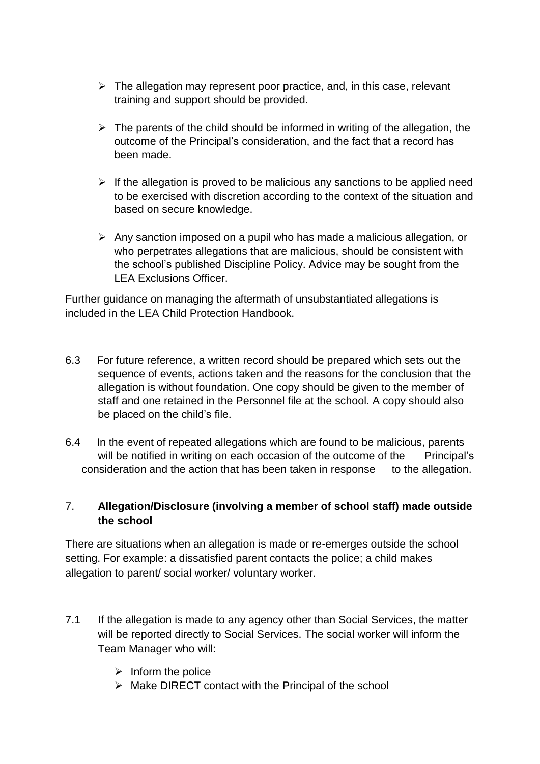- The allegation may represent poor practice, and, in this case, relevant training and support should be provided.

- The parents of the child should be informed in writing of the allegation, the outcome of the Principal's consideration, and the fact that a record has been made.

- If the allegation is proved to be malicious any sanctions to be applied need to be exercised with discretion according to the context of the situation and based on secure knowledge.

- Any sanction imposed on a pupil who has made a malicious allegation, or who perpetrates allegations that are malicious, should be consistent with the school's published Discipline Policy. Advice may be sought from the LEA Exclusions Officer.

Further guidance on managing the aftermath of unsubstantiated allegations is included in the LEA Child Protection Handbook.

6.3 For future reference, a written record should be prepared which sets out the sequence of events, actions taken and the reasons for the conclusion that the allegation is without foundation. One copy should be given to the member of staff and one retained in the Personnel file at the school. A copy should also be placed on the child's file.

6.4 In the event of repeated allegations which are found to be malicious, parents will be notified in writing on each occasion of the outcome of the Principal's consideration and the action that has been taken in response to the allegation.

## 7. **Allegation/Disclosure (involving a member of school staff) made outside the school**

There are situations when an allegation is made or re-emerges outside the school setting. For example: a dissatisfied parent contacts the police; a child makes allegation to parent/ social worker/ voluntary worker.

7.1 If the allegation is made to any agency other than Social Services, the matter will be reported directly to Social Services. The social worker will inform the Team Manager who will:

- Inform the police
- Make DIRECT contact with the Principal of the school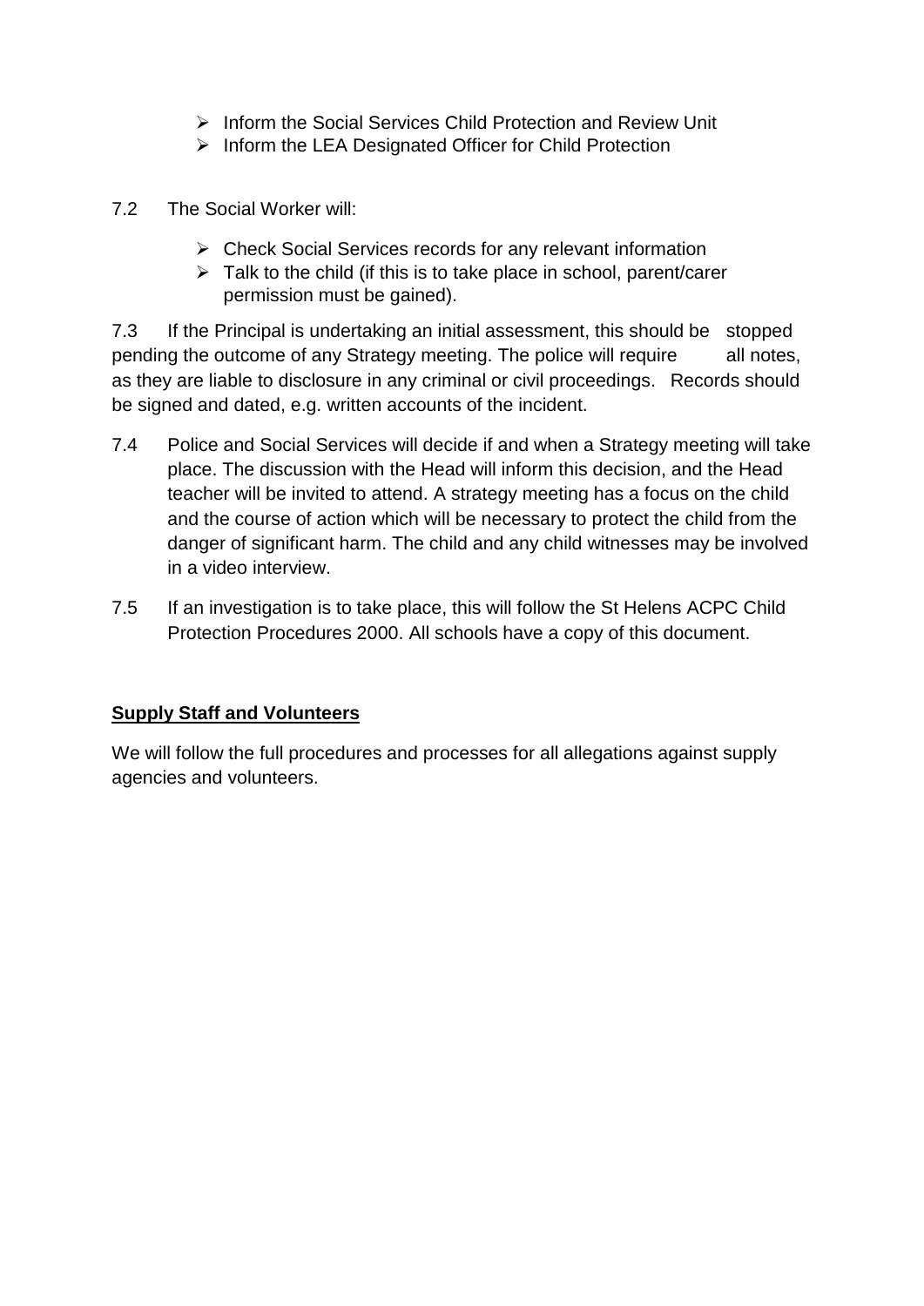- Inform the Social Services Child Protection and Review Unit
- Inform the LEA Designated Officer for Child Protection

7.2 The Social Worker will:

- Check Social Services records for any relevant information
- Talk to the child (if this is to take place in school, parent/carer permission must be gained).

7.3 If the Principal is undertaking an initial assessment, this should be stopped pending the outcome of any Strategy meeting. The police will require all notes, as they are liable to disclosure in any criminal or civil proceedings. Records should be signed and dated, e.g. written accounts of the incident.

7.4 Police and Social Services will decide if and when a Strategy meeting will take place. The discussion with the Head will inform this decision, and the Head teacher will be invited to attend. A strategy meeting has a focus on the child and the course of action which will be necessary to protect the child from the danger of significant harm. The child and any child witnesses may be involved in a video interview.

7.5 If an investigation is to take place, this will follow the St Helens ACPC Child Protection Procedures 2000. All schools have a copy of this document.

**Supply Staff and Volunteers**

We will follow the full procedures and processes for all allegations against supply agencies and volunteers.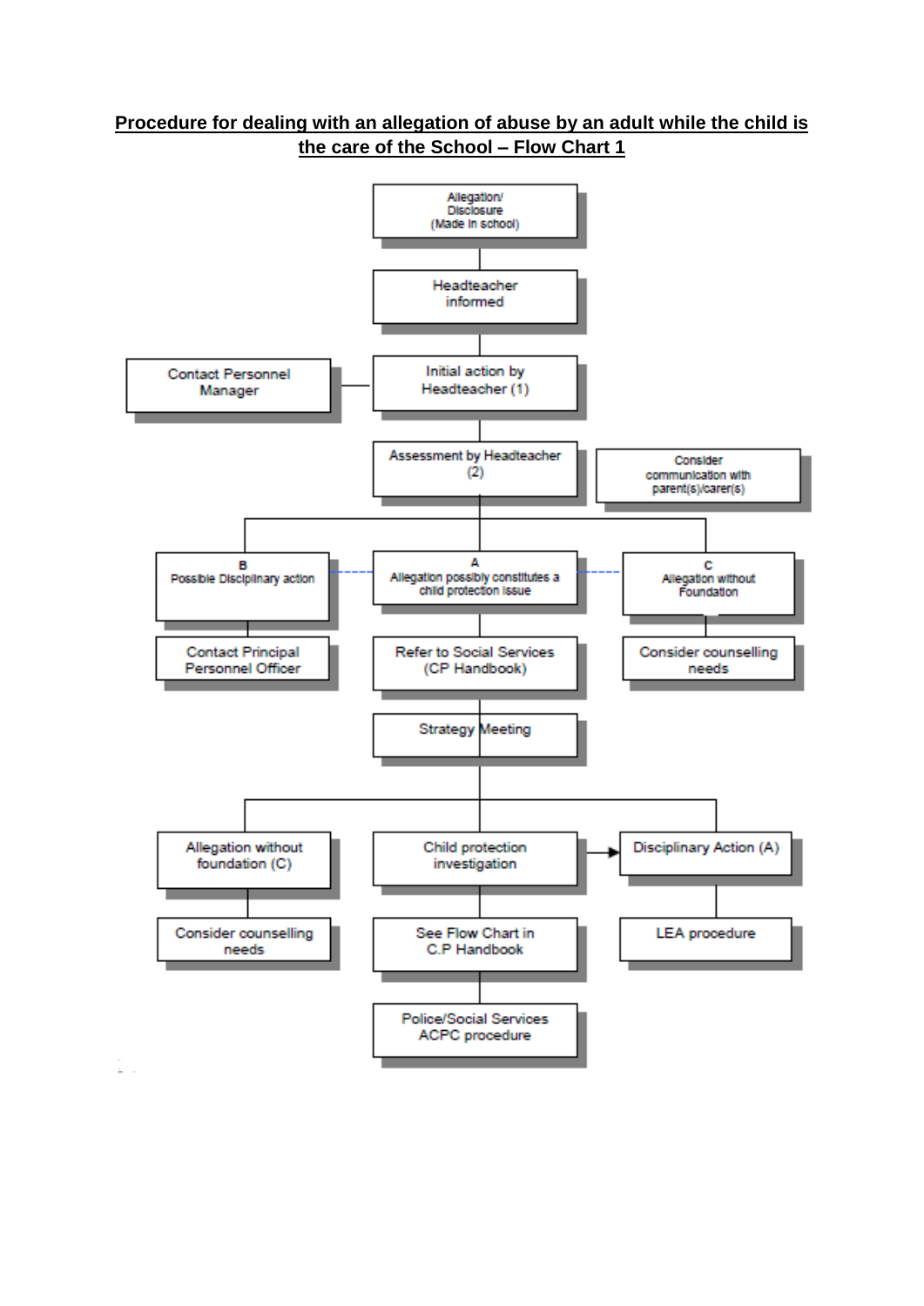**Procedure for dealing with an allegation of abuse by an adult while the child is the care of the School – Flow Chart 1**

Allegation/ Disclosure (Made in school)

Headteacher informed

Contact Personnel Manager

Initial action by Headteacher (1)

Assessment by Headteacher (2)

Consider communication with parent(s)/carer(s)

B Possible Disciplinary action

A Allegation possibly constitutes a child protection issue

C Allegation without Foundation

Contact Principal Personnel Officer

Refer to Social Services (CP Handbook)

Consider counselling needs

Strategy Meeting

Allegation without foundation (C)

Child protection investigation

Disciplinary Action (A)

Consider counselling needs

See Flow Chart in C.P Handbook

LEA procedure

Police/Social Services ACPC procedure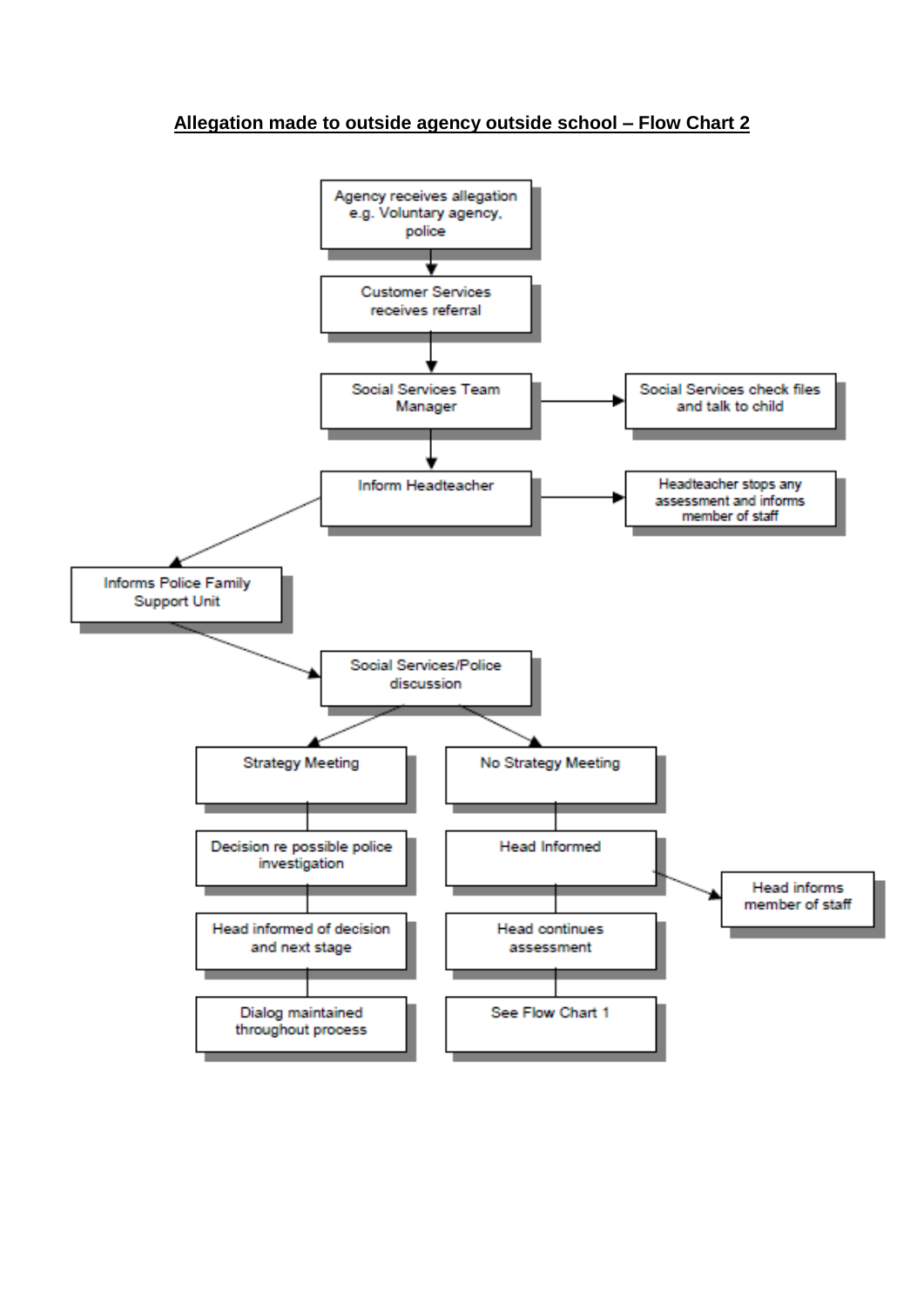**Allegation made to outside agency outside school – Flow Chart 2**

Agency receives allegation e.g. Voluntary agency, police

Customer Services receives referral

Social Services Team Manager

Social Services check files and talk to child

Inform Headteacher

Headteacher stops any assessment and informs member of staff

Informs Police Family Support Unit

Social Services/Police discussion

Strategy Meeting

No Strategy Meeting

Decision re possible police investigation

Head Informed

Head informs member of staff

Head informed of decision and next stage

Head continues assessment

Dialog maintained throughout process

See Flow Chart 1